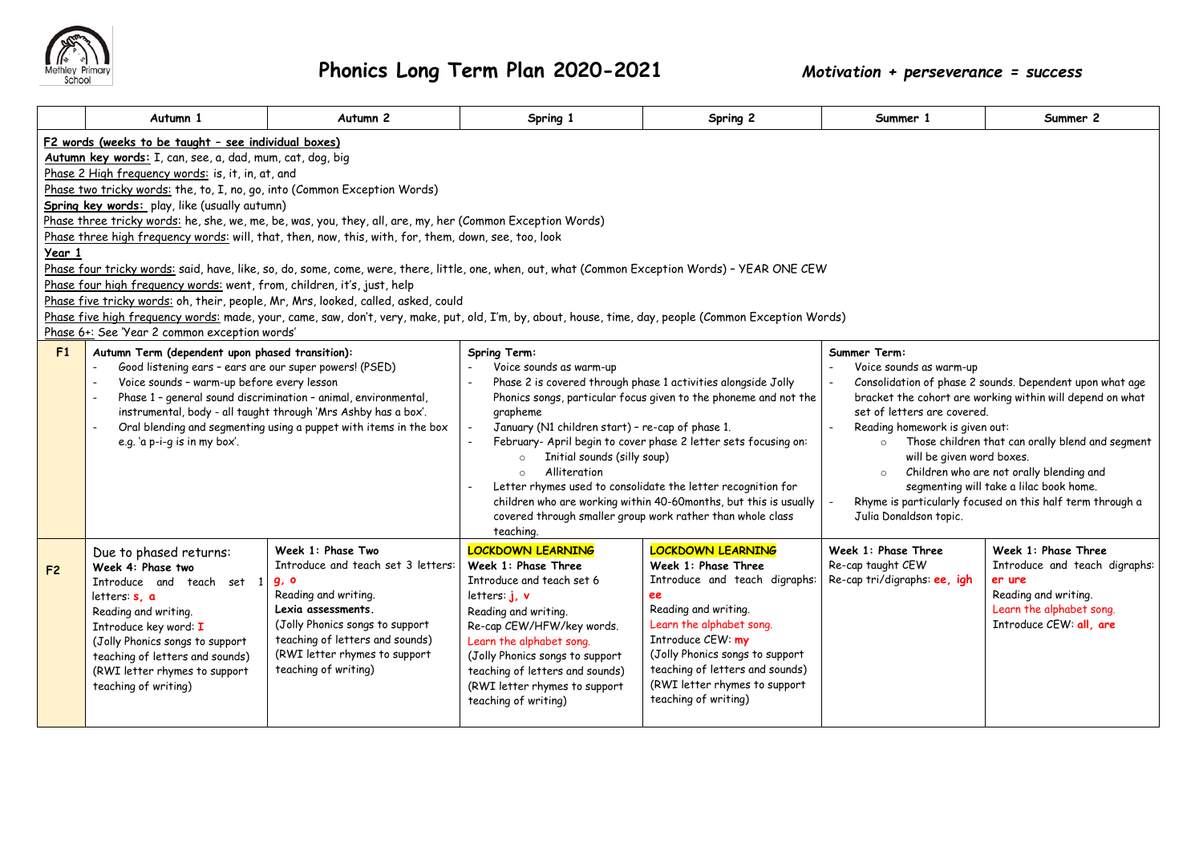# Phonics Long Term Plan 2020-2021

***Motivation + perseverance = success***

| | Autumn 1 | Autumn 2 | Spring 1 | Spring 2 | Summer 1 | Summer 2 |
|---|---|---|---|---|---|---|
| **F2 words (weeks to be taught – see individual boxes)**<br>**Autumn key words:** I, can, see, a, dad, mum, cat, dog, big<br>Phase 2 High frequency words: is, it, in, at, and<br>Phase two tricky words: the, to, I, no, go, into (Common Exception Words)<br>**Spring key words:** play, like (usually autumn)<br>Phase three tricky words: he, she, we, me, be, was, you, they, all, are, my, her (Common Exception Words)<br>Phase three high frequency words: will, that, then, now, this, with, for, them, down, see, too, look<br>**Year 1**<br>Phase four tricky words: said, have, like, so, do, some, come, were, there, little, one, when, out, what (Common Exception Words) – YEAR ONE CEW<br>Phase four high frequency words: went, from, children, it's, just, help<br>Phase five tricky words: oh, their, people, Mr, Mrs, looked, called, asked, could<br>Phase five high frequency words: made, your, came, saw, don't, very, make, put, old, I'm, by, about, house, time, day, people (Common Exception Words)<br>Phase 6+: See 'Year 2 common exception words' | | | | | | |
| **F1** | **Autumn Term (dependent upon phased transition):**<br>- Good listening ears – ears are our super powers! (PSED)<br>- Voice sounds – warm-up before every lesson<br>- Phase 1 – general sound discrimination – animal, environmental, instrumental, body - all taught through 'Mrs Ashby has a box'.<br>- Oral blending and segmenting using a puppet with items in the box e.g. 'a p-i-g is in my box'. | | **Spring Term:**<br>- Voice sounds as warm-up<br>- Phase 2 is covered through phase 1 activities alongside Jolly Phonics songs, particular focus given to the phoneme and not the grapheme<br>- January (N1 children start) – re-cap of phase 1.<br>- February- April begin to cover phase 2 letter sets focusing on:<br>  ○ Initial sounds (silly soup)<br>  ○ Alliteration<br>- Letter rhymes used to consolidate the letter recognition for children who are working within 40-60months, but this is usually covered through smaller group work rather than whole class teaching. | | **Summer Term:**<br>- Voice sounds as warm-up<br>- Consolidation of phase 2 sounds. Dependent upon what age bracket the cohort are working within will depend on what set of letters are covered.<br>- Reading homework is given out:<br>  ○ Those children that can orally blend and segment will be given word boxes.<br>  ○ Children who are not orally blending and segmenting will take a lilac book home.<br>- Rhyme is particularly focused on this half term through a Julia Donaldson topic. | |
| **F2** | Due to phased returns:<br>**Week 4: Phase two**<br>Introduce and teach set 1 letters: **s, a**<br>Reading and writing.<br>Introduce key word: **I**<br>(Jolly Phonics songs to support teaching of letters and sounds)<br>(RWI letter rhymes to support teaching of writing) | **Week 1: Phase Two**<br>Introduce and teach set 3 letters: **g, o**<br>Reading and writing.<br>**Lexia assessments.**<br>(Jolly Phonics songs to support teaching of letters and sounds)<br>(RWI letter rhymes to support teaching of writing) | **LOCKDOWN LEARNING**<br>**Week 1: Phase Three**<br>Introduce and teach set 6 letters: **j, v**<br>Reading and writing.<br>Re-cap CEW/HFW/key words.<br>Learn the alphabet song.<br>(Jolly Phonics songs to support teaching of letters and sounds)<br>(RWI letter rhymes to support teaching of writing) | **LOCKDOWN LEARNING**<br>**Week 1: Phase Three**<br>Introduce and teach digraphs: **ee**<br>Reading and writing.<br>Learn the alphabet song.<br>Introduce CEW: **my**<br>(Jolly Phonics songs to support teaching of letters and sounds)<br>(RWI letter rhymes to support teaching of writing) | **Week 1: Phase Three**<br>Re-cap taught CEW<br>Re-cap tri/digraphs: **ee, igh** | **Week 1: Phase Three**<br>Introduce and teach digraphs: **er ure**<br>Reading and writing.<br>Learn the alphabet song.<br>Introduce CEW: **all, are** |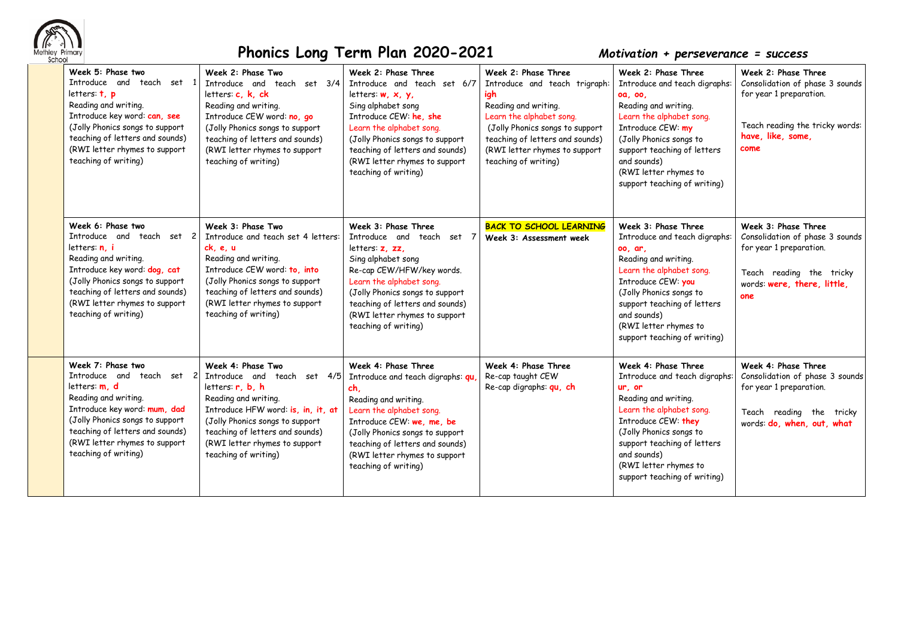# Phonics Long Term Plan 2020-2021

***Motivation + perseverance = success***

| | | | | | | |
|---|---|---|---|---|---|---|
| | **Week 5: Phase two**<br>Introduce and teach set 1 letters: **t, p**<br>Reading and writing.<br>Introduce key word: **can, see**<br>(Jolly Phonics songs to support teaching of letters and sounds)<br>(RWI letter rhymes to support teaching of writing) | **Week 2: Phase Two**<br>Introduce and teach set 3/4 letters: **c, k, ck**<br>Reading and writing.<br>Introduce CEW word: **no, go**<br>(Jolly Phonics songs to support teaching of letters and sounds)<br>(RWI letter rhymes to support teaching of writing) | **Week 2: Phase Three**<br>Introduce and teach set 6/7 letters: **w, x, y,**<br>Sing alphabet song<br>Introduce CEW: **he, she**<br>Learn the alphabet song.<br>(Jolly Phonics songs to support teaching of letters and sounds)<br>(RWI letter rhymes to support teaching of writing) | **Week 2: Phase Three**<br>Introduce and teach trigraph: **igh**<br>Reading and writing.<br>Learn the alphabet song.<br>(Jolly Phonics songs to support teaching of letters and sounds)<br>(RWI letter rhymes to support teaching of writing) | **Week 2: Phase Three**<br>Introduce and teach digraphs: **oa, oo,**<br>Reading and writing.<br>Learn the alphabet song.<br>Introduce CEW: **my**<br>(Jolly Phonics songs to support teaching of letters and sounds)<br>(RWI letter rhymes to support teaching of writing) | **Week 2: Phase Three**<br>Consolidation of phase 3 sounds for year 1 preparation.<br><br>Teach reading the tricky words: **have, like, some, come** |
| | **Week 6: Phase two**<br>Introduce and teach set 2 letters: **n, i**<br>Reading and writing.<br>Introduce key word: **dog, cat**<br>(Jolly Phonics songs to support teaching of letters and sounds)<br>(RWI letter rhymes to support teaching of writing) | **Week 3: Phase Two**<br>Introduce and teach set 4 letters: **ck, e, u**<br>Reading and writing.<br>Introduce CEW word: **to, into**<br>(Jolly Phonics songs to support teaching of letters and sounds)<br>(RWI letter rhymes to support teaching of writing) | **Week 3: Phase Three**<br>Introduce and teach set 7 letters: **z, zz,**<br>Sing alphabet song<br>Re-cap CEW/HFW/key words.<br>Learn the alphabet song.<br>(Jolly Phonics songs to support teaching of letters and sounds)<br>(RWI letter rhymes to support teaching of writing) | **BACK TO SCHOOL LEARNING**<br>**Week 3: Assessment week** | **Week 3: Phase Three**<br>Introduce and teach digraphs: **oo, ar,**<br>Reading and writing.<br>Learn the alphabet song.<br>Introduce CEW: **you**<br>(Jolly Phonics songs to support teaching of letters and sounds)<br>(RWI letter rhymes to support teaching of writing) | **Week 3: Phase Three**<br>Consolidation of phase 3 sounds for year 1 preparation.<br><br>Teach reading the tricky words: **were, there, little, one** |
| | **Week 7: Phase two**<br>Introduce and teach set 2 letters: **m, d**<br>Reading and writing.<br>Introduce key word: **mum, dad**<br>(Jolly Phonics songs to support teaching of letters and sounds)<br>(RWI letter rhymes to support teaching of writing) | **Week 4: Phase Two**<br>Introduce and teach set 4/5 letters: **r, b, h**<br>Reading and writing.<br>Introduce HFW word: **is, in, it, at**<br>(Jolly Phonics songs to support teaching of letters and sounds)<br>(RWI letter rhymes to support teaching of writing) | **Week 4: Phase Three**<br>Introduce and teach digraphs: **qu, ch,**<br>Reading and writing.<br>Learn the alphabet song.<br>Introduce CEW: **we, me, be**<br>(Jolly Phonics songs to support teaching of letters and sounds)<br>(RWI letter rhymes to support teaching of writing) | **Week 4: Phase Three**<br>Re-cap taught CEW<br>Re-cap digraphs: **qu, ch** | **Week 4: Phase Three**<br>Introduce and teach digraphs: **ur, or**<br>Reading and writing.<br>Learn the alphabet song.<br>Introduce CEW: **they**<br>(Jolly Phonics songs to support teaching of letters and sounds)<br>(RWI letter rhymes to support teaching of writing) | **Week 4: Phase Three**<br>Consolidation of phase 3 sounds for year 1 preparation.<br><br>Teach reading the tricky words: **do, when, out, what** |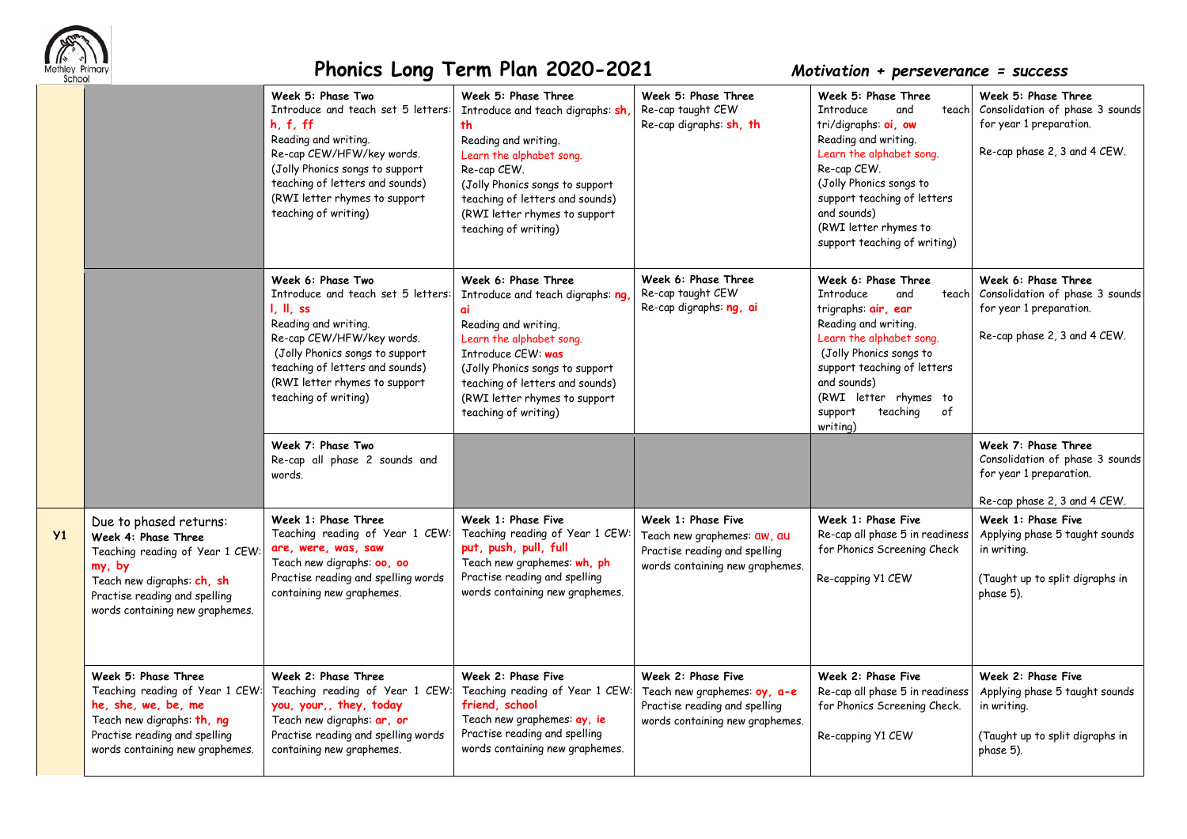# Phonics Long Term Plan 2020-2021

*Motivation + perseverance = success*

| | | | | | | |
|---|---|---|---|---|---|---|
| | | **Week 5: Phase Two** Introduce and teach set 5 letters: **h, f, ff** Reading and writing. Re-cap CEW/HFW/key words. (Jolly Phonics songs to support teaching of letters and sounds) (RWI letter rhymes to support teaching of writing) | **Week 5: Phase Three** Introduce and teach digraphs: **sh, th** Reading and writing. Learn the alphabet song. Re-cap CEW. (Jolly Phonics songs to support teaching of letters and sounds) (RWI letter rhymes to support teaching of writing) | **Week 5: Phase Three** Re-cap taught CEW Re-cap digraphs: **sh, th** | **Week 5: Phase Three** Introduce and teach tri/digraphs: **oi, ow** Reading and writing. Learn the alphabet song. Re-cap CEW. (Jolly Phonics songs to support teaching of letters and sounds) (RWI letter rhymes to support teaching of writing) | **Week 5: Phase Three** Consolidation of phase 3 sounds for year 1 preparation. Re-cap phase 2, 3 and 4 CEW. |
| | | **Week 6: Phase Two** Introduce and teach set 5 letters: **l, ll, ss** Reading and writing. Re-cap CEW/HFW/key words. (Jolly Phonics songs to support teaching of letters and sounds) (RWI letter rhymes to support teaching of writing) | **Week 6: Phase Three** Introduce and teach digraphs: **ng, ai** Reading and writing. Learn the alphabet song. Introduce CEW: **was** (Jolly Phonics songs to support teaching of letters and sounds) (RWI letter rhymes to support teaching of writing) | **Week 6: Phase Three** Re-cap taught CEW Re-cap digraphs: **ng, ai** | **Week 6: Phase Three** Introduce and teach trigraphs: **air, ear** Reading and writing. Learn the alphabet song. (Jolly Phonics songs to support teaching of letters and sounds) (RWI letter rhymes to support teaching of writing) | **Week 6: Phase Three** Consolidation of phase 3 sounds for year 1 preparation. Re-cap phase 2, 3 and 4 CEW. |
| | | **Week 7: Phase Two** Re-cap all phase 2 sounds and words. | | | | **Week 7: Phase Three** Consolidation of phase 3 sounds for year 1 preparation. Re-cap phase 2, 3 and 4 CEW. |
| **Y1** | Due to phased returns: **Week 4: Phase Three** Teaching reading of Year 1 CEW: **my, by** Teach new digraphs: **ch, sh** Practise reading and spelling words containing new graphemes. | **Week 1: Phase Three** Teaching reading of Year 1 CEW: **are, were, was, saw** Teach new digraphs: **oo, oo** Practise reading and spelling words containing new graphemes. | **Week 1: Phase Five** Teaching reading of Year 1 CEW: **put, push, pull, full** Teach new graphemes: **wh, ph** Practise reading and spelling words containing new graphemes. | **Week 1: Phase Five** Teach new graphemes: **aw, au** Practise reading and spelling words containing new graphemes. | **Week 1: Phase Five** Re-cap all phase 5 in readiness for Phonics Screening Check Re-capping Y1 CEW | **Week 1: Phase Five** Applying phase 5 taught sounds in writing. (Taught up to split digraphs in phase 5). |
| | **Week 5: Phase Three** Teaching reading of Year 1 CEW: **he, she, we, be, me** Teach new digraphs: **th, ng** Practise reading and spelling words containing new graphemes. | **Week 2: Phase Three** Teaching reading of Year 1 CEW: **you, your,, they, today** Teach new digraphs: **ar, or** Practise reading and spelling words containing new graphemes. | **Week 2: Phase Five** Teaching reading of Year 1 CEW: **friend, school** Teach new graphemes: **ay, ie** Practise reading and spelling words containing new graphemes. | **Week 2: Phase Five** Teach new graphemes: **oy, a-e** Practise reading and spelling words containing new graphemes. | **Week 2: Phase Five** Re-cap all phase 5 in readiness for Phonics Screening Check. Re-capping Y1 CEW | **Week 2: Phase Five** Applying phase 5 taught sounds in writing. (Taught up to split digraphs in phase 5). |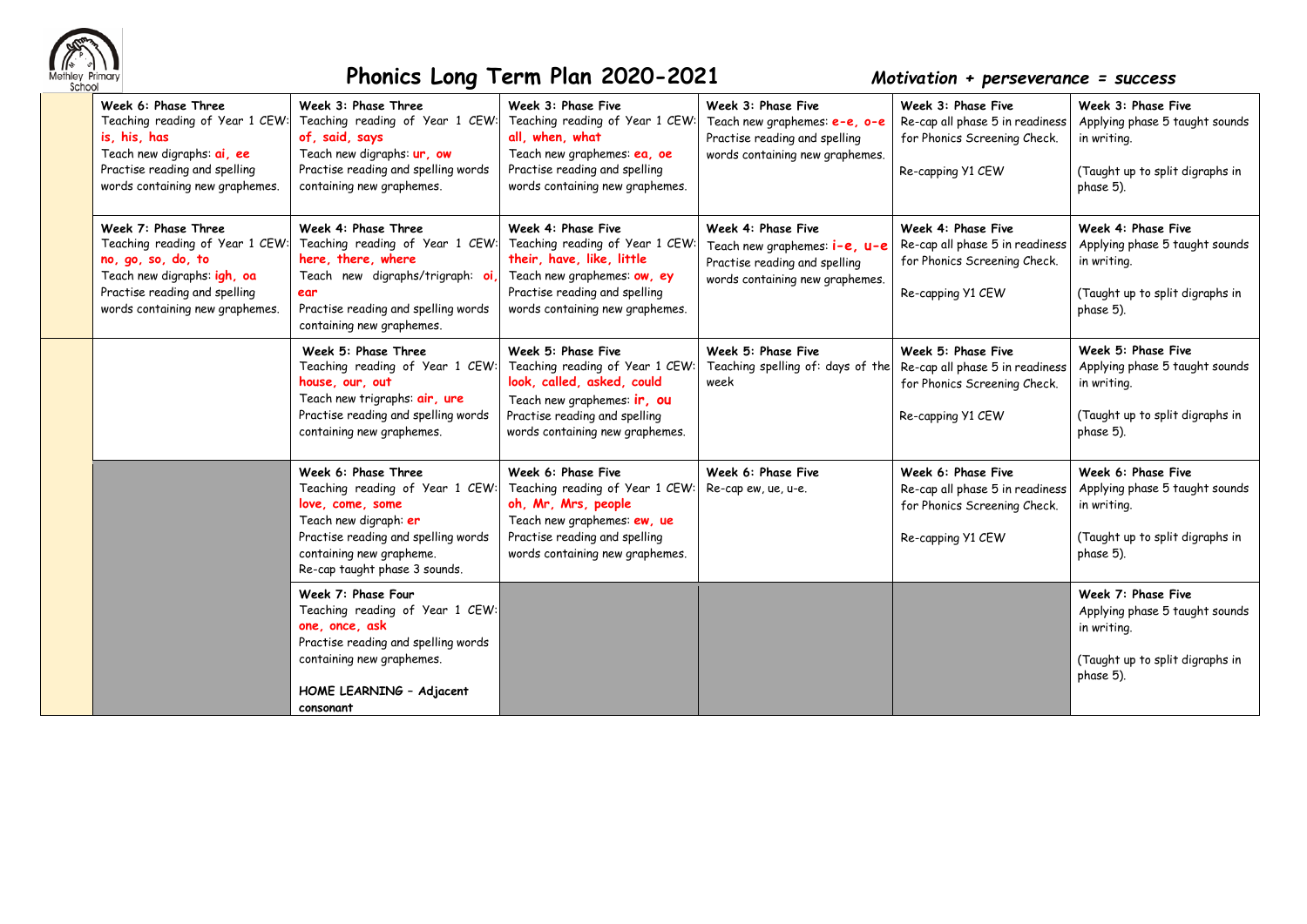# Phonics Long Term Plan 2020-2021

*Motivation + perseverance = success*

| | | | | | | |
|---|---|---|---|---|---|---|
| | **Week 6: Phase Three** Teaching reading of Year 1 CEW: **is, his, has** Teach new digraphs: **ai, ee** Practise reading and spelling words containing new graphemes. | **Week 3: Phase Three** Teaching reading of Year 1 CEW: **of, said, says** Teach new digraphs: **ur, ow** Practise reading and spelling words containing new graphemes. | **Week 3: Phase Five** Teaching reading of Year 1 CEW: **all, when, what** Teach new graphemes: **ea, oe** Practise reading and spelling words containing new graphemes. | **Week 3: Phase Five** Teach new graphemes: **e-e, o-e** Practise reading and spelling words containing new graphemes. | **Week 3: Phase Five** Re-cap all phase 5 in readiness for Phonics Screening Check. Re-capping Y1 CEW | **Week 3: Phase Five** Applying phase 5 taught sounds in writing. (Taught up to split digraphs in phase 5). |
| | **Week 7: Phase Three** Teaching reading of Year 1 CEW: **no, go, so, do, to** Teach new digraphs: **igh, oa** Practise reading and spelling words containing new graphemes. | **Week 4: Phase Three** Teaching reading of Year 1 CEW: **here, there, where** Teach new digraphs/trigraph: **oi, ear** Practise reading and spelling words containing new graphemes. | **Week 4: Phase Five** Teaching reading of Year 1 CEW: **their, have, like, little** Teach new graphemes: **ow, ey** Practise reading and spelling words containing new graphemes. | **Week 4: Phase Five** Teach new graphemes: **i-e, u-e** Practise reading and spelling words containing new graphemes. | **Week 4: Phase Five** Re-cap all phase 5 in readiness for Phonics Screening Check. Re-capping Y1 CEW | **Week 4: Phase Five** Applying phase 5 taught sounds in writing. (Taught up to split digraphs in phase 5). |
| | | **Week 5: Phase Three** Teaching reading of Year 1 CEW: **house, our, out** Teach new trigraphs: **air, ure** Practise reading and spelling words containing new graphemes. | **Week 5: Phase Five** Teaching reading of Year 1 CEW: **look, called, asked, could** Teach new graphemes: **ir, ou** Practise reading and spelling words containing new graphemes. | **Week 5: Phase Five** Teaching spelling of: days of the week | **Week 5: Phase Five** Re-cap all phase 5 in readiness for Phonics Screening Check. Re-capping Y1 CEW | **Week 5: Phase Five** Applying phase 5 taught sounds in writing. (Taught up to split digraphs in phase 5). |
| | | **Week 6: Phase Three** Teaching reading of Year 1 CEW: **love, come, some** Teach new digraph: **er** Practise reading and spelling words containing new grapheme. Re-cap taught phase 3 sounds. | **Week 6: Phase Five** Teaching reading of Year 1 CEW: **oh, Mr, Mrs, people** Teach new graphemes: **ew, ue** Practise reading and spelling words containing new graphemes. | **Week 6: Phase Five** Re-cap ew, ue, u-e. | **Week 6: Phase Five** Re-cap all phase 5 in readiness for Phonics Screening Check. Re-capping Y1 CEW | **Week 6: Phase Five** Applying phase 5 taught sounds in writing. (Taught up to split digraphs in phase 5). |
| | | **Week 7: Phase Four** Teaching reading of Year 1 CEW: **one, once, ask** Practise reading and spelling words containing new graphemes. **HOME LEARNING – Adjacent consonant** | | | | **Week 7: Phase Five** Applying phase 5 taught sounds in writing. (Taught up to split digraphs in phase 5). |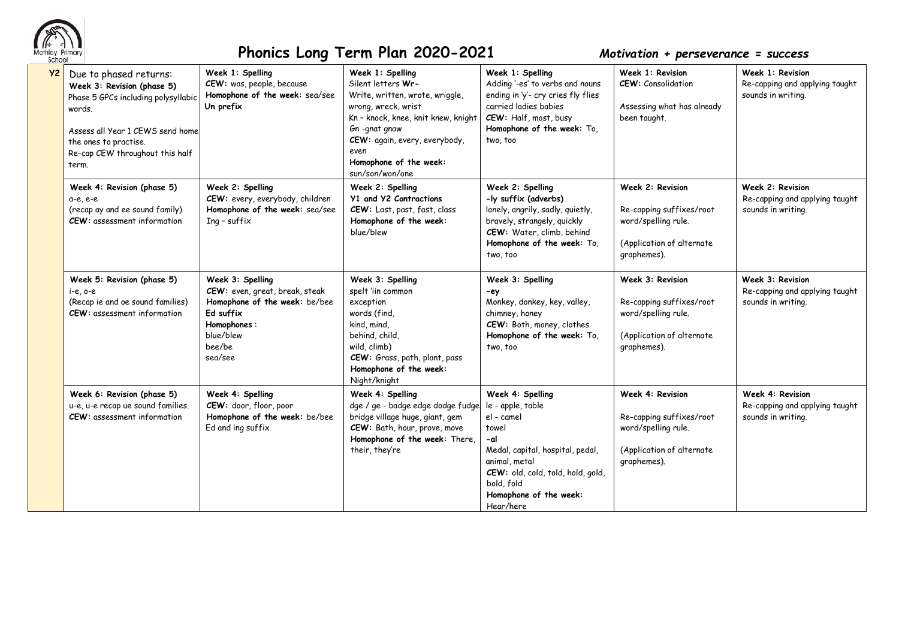# Phonics Long Term Plan 2020-2021

***Motivation + perseverance = success***

| | | | | | | |
|---|---|---|---|---|---|---|
| **Y2** | Due to phased returns: **Week 3: Revision (phase 5)** Phase 5 GPCs including polysyllabic words. Assess all Year 1 CEWS send home the ones to practise. Re-cap CEW throughout this half term. | **Week 1: Spelling** **CEW:** was, people, because **Homophone of the week:** sea/see **Un prefix** | **Week 1: Spelling** Silent letters **Wr-** Write, written, wrote, wriggle, wrong, wreck, wrist Kn – knock, knee, knit knew, knight Gn -gnat gnaw **CEW:** again, every, everybody, even **Homophone of the week:** sun/son/won/one | **Week 1: Spelling** Adding '-es' to verbs and nouns ending in 'y'- cry cries fly flies carried ladies babies **CEW:** Half, most, busy **Homophone of the week:** To, two, too | **Week 1: Revision** **CEW:** Consolidation Assessing what has already been taught. | **Week 1: Revision** Re-capping and applying taught sounds in writing. |
| | **Week 4: Revision (phase 5)** a-e, e-e (recap ay and ee sound family) **CEW:** assessment information | **Week 2: Spelling** **CEW:** every, everybody, children **Homophone of the week:** sea/see Ing – suffix | **Week 2: Spelling** **Y1 and Y2 Contractions** **CEW:** Last, past, fast, class **Homophone of the week:** blue/blew | **Week 2: Spelling** **-ly suffix (adverbs)** lonely, angrily, sadly, quietly, bravely, strangely, quickly **CEW:** Water, climb, behind **Homophone of the week:** To, two, too | **Week 2: Revision** Re-capping suffixes/root word/spelling rule. (Application of alternate graphemes). | **Week 2: Revision** Re-capping and applying taught sounds in writing. |
| | **Week 5: Revision (phase 5)** i-e, o-e (Recap ie and oe sound families) **CEW:** assessment information | **Week 3: Spelling** **CEW:** even, great, break, steak **Homophone of the week:** be/bee **Ed suffix** **Homophones** : blue/blew bee/be sea/see | **Week 3: Spelling** spelt 'iin common exception words (find, kind, mind, behind, child, wild, climb) **CEW:** Grass, path, plant, pass **Homophone of the week:** Night/knight | **Week 3: Spelling** **-ey** Monkey, donkey, key, valley, chimney, honey **CEW:** Both, money, clothes **Homophone of the week:** To, two, too | **Week 3: Revision** Re-capping suffixes/root word/spelling rule. (Application of alternate graphemes). | **Week 3: Revision** Re-capping and applying taught sounds in writing. |
| | **Week 6: Revision (phase 5)** u-e, u-e recap ue sound families. **CEW:** assessment information | **Week 4: Spelling** **CEW:** door, floor, poor **Homophone of the week:** be/bee Ed and ing suffix | **Week 4: Spelling** dge / ge - badge edge dodge fudge bridge village huge, giant, gem **CEW:** Bath, hour, prove, move **Homophone of the week:** There, their, they're | **Week 4: Spelling** le - apple, table el - camel towel **-al** Medal, capital, hospital, pedal, animal, metal **CEW:** old, cold, told, hold, gold, bold, fold **Homophone of the week:** Hear/here | **Week 4: Revision** Re-capping suffixes/root word/spelling rule. (Application of alternate graphemes). | **Week 4: Revision** Re-capping and applying taught sounds in writing. |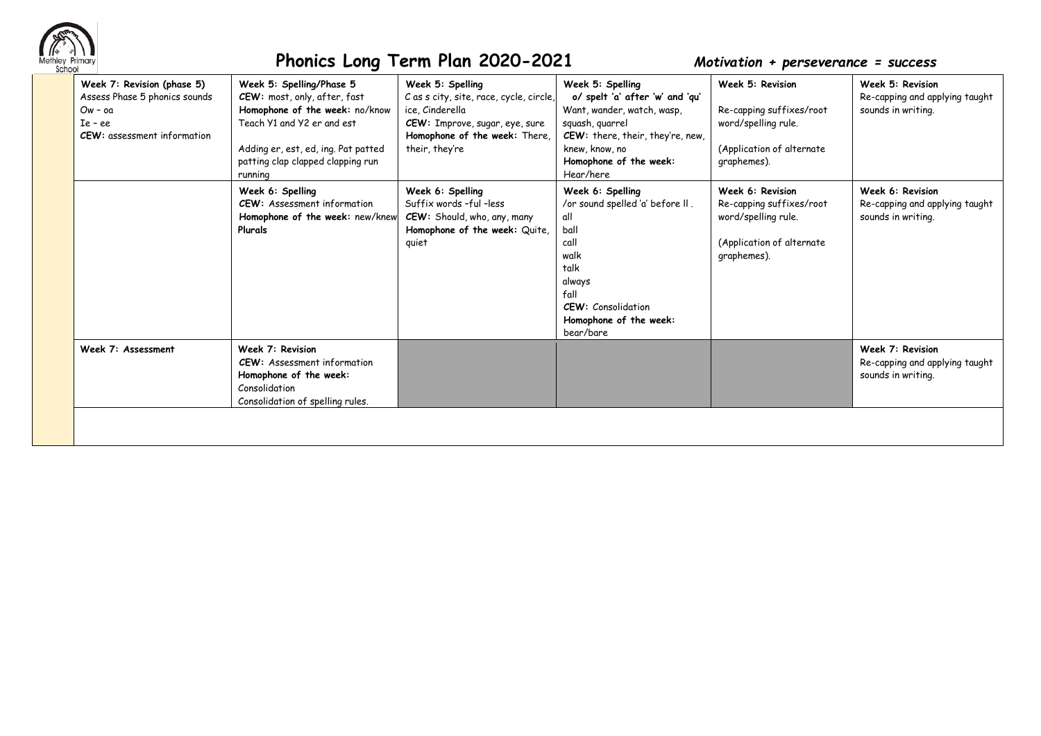# Phonics Long Term Plan 2020-2021

***Motivation + perseverance = success***

| | | | | | | |
|---|---|---|---|---|---|---|
| | **Week 7: Revision (phase 5)**<br>Assess Phase 5 phonics sounds<br>Ow – oa<br>Ie – ee<br>**CEW:** assessment information | **Week 5: Spelling/Phase 5**<br>**CEW:** most, only, after, fast<br>**Homophone of the week:** no/know<br>Teach Y1 and Y2 er and est<br><br>Adding er, est, ed, ing. Pat patted patting clap clapped clapping run running | **Week 5: Spelling**<br>C as s city, site, race, cycle, circle, ice, Cinderella<br>**CEW:** Improve, sugar, eye, sure<br>**Homophone of the week:** There, their, they're | **Week 5: Spelling**<br>**o/ spelt 'a' after 'w' and 'qu'**<br>Want, wander, watch, wasp, squash, quarrel<br>**CEW:** there, their, they're, new, knew, know, no<br>**Homophone of the week:**<br>Hear/here | **Week 5: Revision**<br><br>Re-capping suffixes/root word/spelling rule.<br><br>(Application of alternate graphemes). | **Week 5: Revision**<br>Re-capping and applying taught sounds in writing. |
| | | **Week 6: Spelling**<br>**CEW:** Assessment information<br>**Homophone of the week:** new/knew<br>**Plurals** | **Week 6: Spelling**<br>Suffix words –ful –less<br>**CEW:** Should, who, any, many<br>**Homophone of the week:** Quite, quiet | **Week 6: Spelling**<br>/or sound spelled 'a' before ll .<br>all<br>ball<br>call<br>walk<br>talk<br>always<br>fall<br>**CEW:** Consolidation<br>**Homophone of the week:**<br>bear/bare | **Week 6: Revision**<br>Re-capping suffixes/root word/spelling rule.<br><br>(Application of alternate graphemes). | **Week 6: Revision**<br>Re-capping and applying taught sounds in writing. |
| | **Week 7: Assessment** | **Week 7: Revision**<br>**CEW:** Assessment information<br>**Homophone of the week:**<br>Consolidation<br>Consolidation of spelling rules. | | | | **Week 7: Revision**<br>Re-capping and applying taught sounds in writing. |
| | | | | | | |